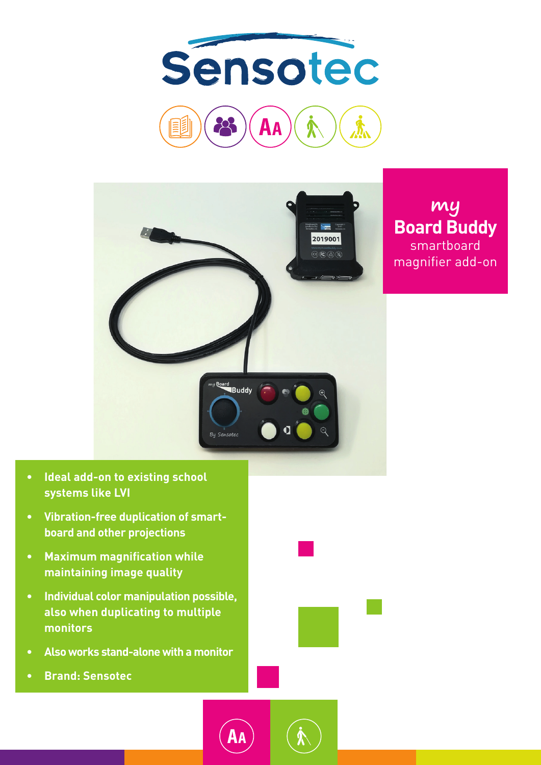# Sensotec

## *my* Board Buddy

smartboard magnifier add-on

- Ideal add-on to existing school systems like LVI
- Vibration-free duplication of smart-board and other projections
- Maximum magnification while maintaining image quality
- Individual color manipulation possible, also when duplicating to multiple monitors
- Also works stand-alone with a monitor
- Brand: Sensotec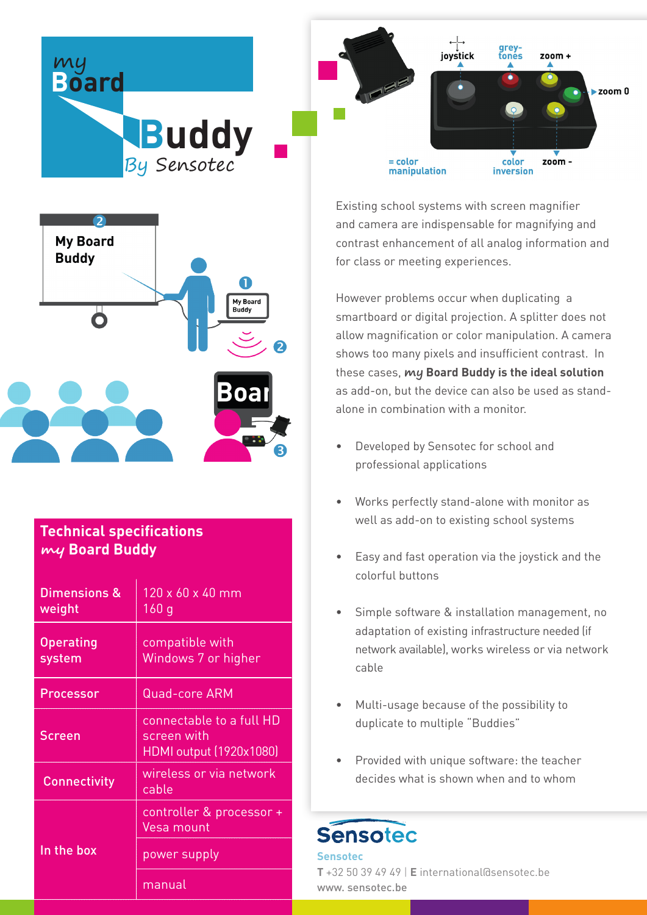# *my* Board Buddy

*By Sensotec*

My Board Buddy

joystick

grey-tones

zoom +

zoom 0

= color manipulation

color inversion

zoom -

Existing school systems with screen magnifier and camera are indispensable for magnifying and contrast enhancement of all analog information and for class or meeting experiences.

However problems occur when duplicating a smartboard or digital projection. A splitter does not allow magnification or color manipulation. A camera shows too many pixels and insufficient contrast. In these cases, ***my* Board Buddy is the ideal solution** as add-on, but the device can also be used as stand-alone in combination with a monitor.

- Developed by Sensotec for school and professional applications
- Works perfectly stand-alone with monitor as well as add-on to existing school systems
- Easy and fast operation via the joystick and the colorful buttons
- Simple software & installation management, no adaptation of existing infrastructure needed (if network available), works wireless or via network cable
- Multi-usage because of the possibility to duplicate to multiple "Buddies"
- Provided with unique software: the teacher decides what is shown when and to whom

## Technical specifications *my* Board Buddy

| | |
|---|---|
| Dimensions & weight | 120 x 60 x 40 mm<br>160 g |
| Operating system | compatible with Windows 7 or higher |
| Processor | Quad-core ARM |
| Screen | connectable to a full HD screen with HDMI output (1920x1080) |
| Connectivity | wireless or via network cable |
| In the box | controller & processor + Vesa mount |
| | power supply |
| | manual |

**Sensotec**

**T** +32 50 39 49 49 | **E** international@sensotec.be

www. sensotec.be